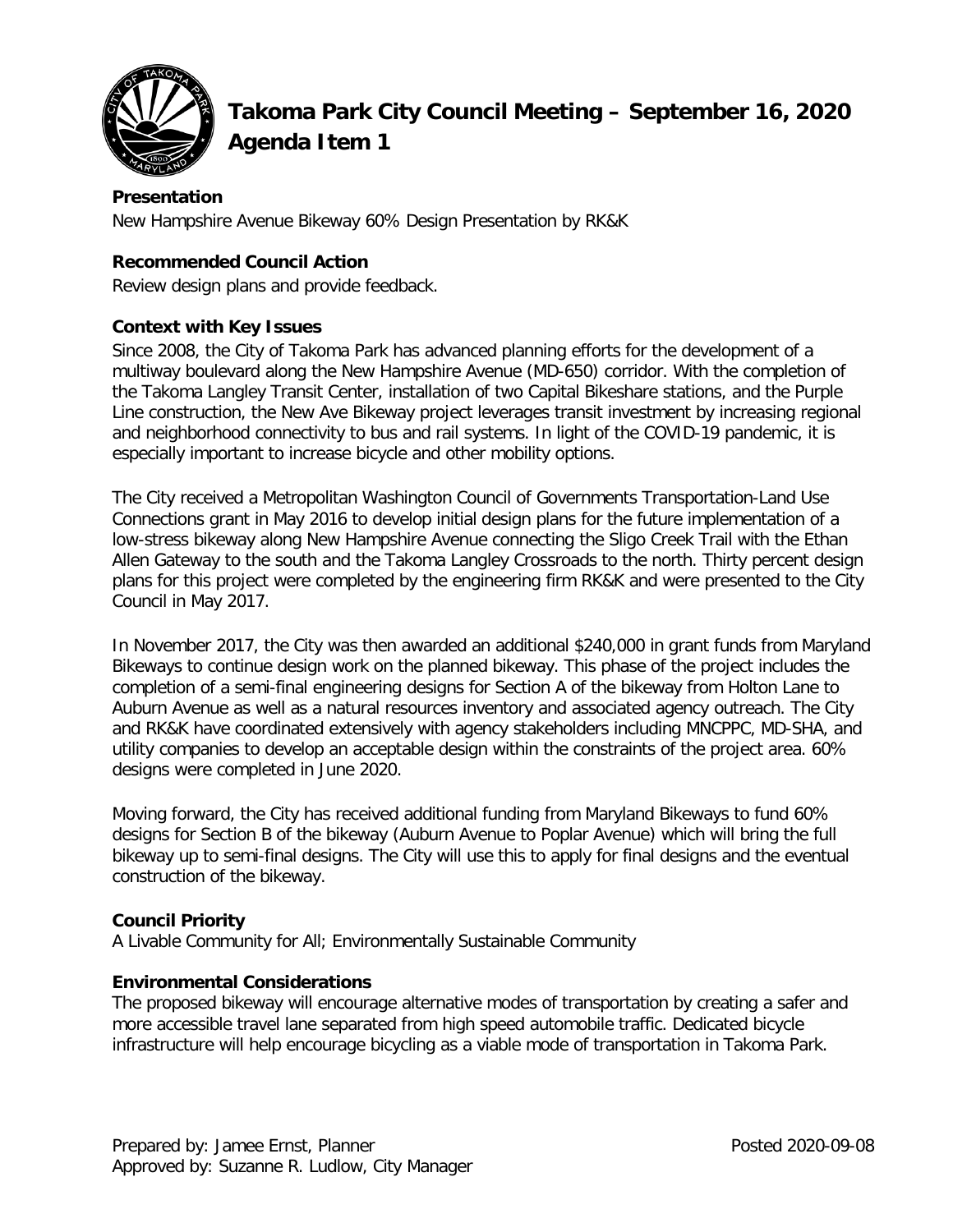# Takoma Park City Council Meeting – September 16, 2020
## Agenda Item 1

**Presentation**

New Hampshire Avenue Bikeway 60% Design Presentation by RK&K

**Recommended Council Action**

Review design plans and provide feedback.

**Context with Key Issues**

Since 2008, the City of Takoma Park has advanced planning efforts for the development of a multiway boulevard along the New Hampshire Avenue (MD-650) corridor. With the completion of the Takoma Langley Transit Center, installation of two Capital Bikeshare stations, and the Purple Line construction, the New Ave Bikeway project leverages transit investment by increasing regional and neighborhood connectivity to bus and rail systems. In light of the COVID-19 pandemic, it is especially important to increase bicycle and other mobility options.

The City received a Metropolitan Washington Council of Governments Transportation-Land Use Connections grant in May 2016 to develop initial design plans for the future implementation of a low-stress bikeway along New Hampshire Avenue connecting the Sligo Creek Trail with the Ethan Allen Gateway to the south and the Takoma Langley Crossroads to the north. Thirty percent design plans for this project were completed by the engineering firm RK&K and were presented to the City Council in May 2017.

In November 2017, the City was then awarded an additional $240,000 in grant funds from Maryland Bikeways to continue design work on the planned bikeway. This phase of the project includes the completion of a semi-final engineering designs for Section A of the bikeway from Holton Lane to Auburn Avenue as well as a natural resources inventory and associated agency outreach. The City and RK&K have coordinated extensively with agency stakeholders including MNCPPC, MD-SHA, and utility companies to develop an acceptable design within the constraints of the project area. 60% designs were completed in June 2020.

Moving forward, the City has received additional funding from Maryland Bikeways to fund 60% designs for Section B of the bikeway (Auburn Avenue to Poplar Avenue) which will bring the full bikeway up to semi-final designs. The City will use this to apply for final designs and the eventual construction of the bikeway.

**Council Priority**

A Livable Community for All; Environmentally Sustainable Community

**Environmental Considerations**

The proposed bikeway will encourage alternative modes of transportation by creating a safer and more accessible travel lane separated from high speed automobile traffic. Dedicated bicycle infrastructure will help encourage bicycling as a viable mode of transportation in Takoma Park.

Prepared by: Jamee Ernst, Planner
Approved by: Suzanne R. Ludlow, City Manager

Posted 2020-09-08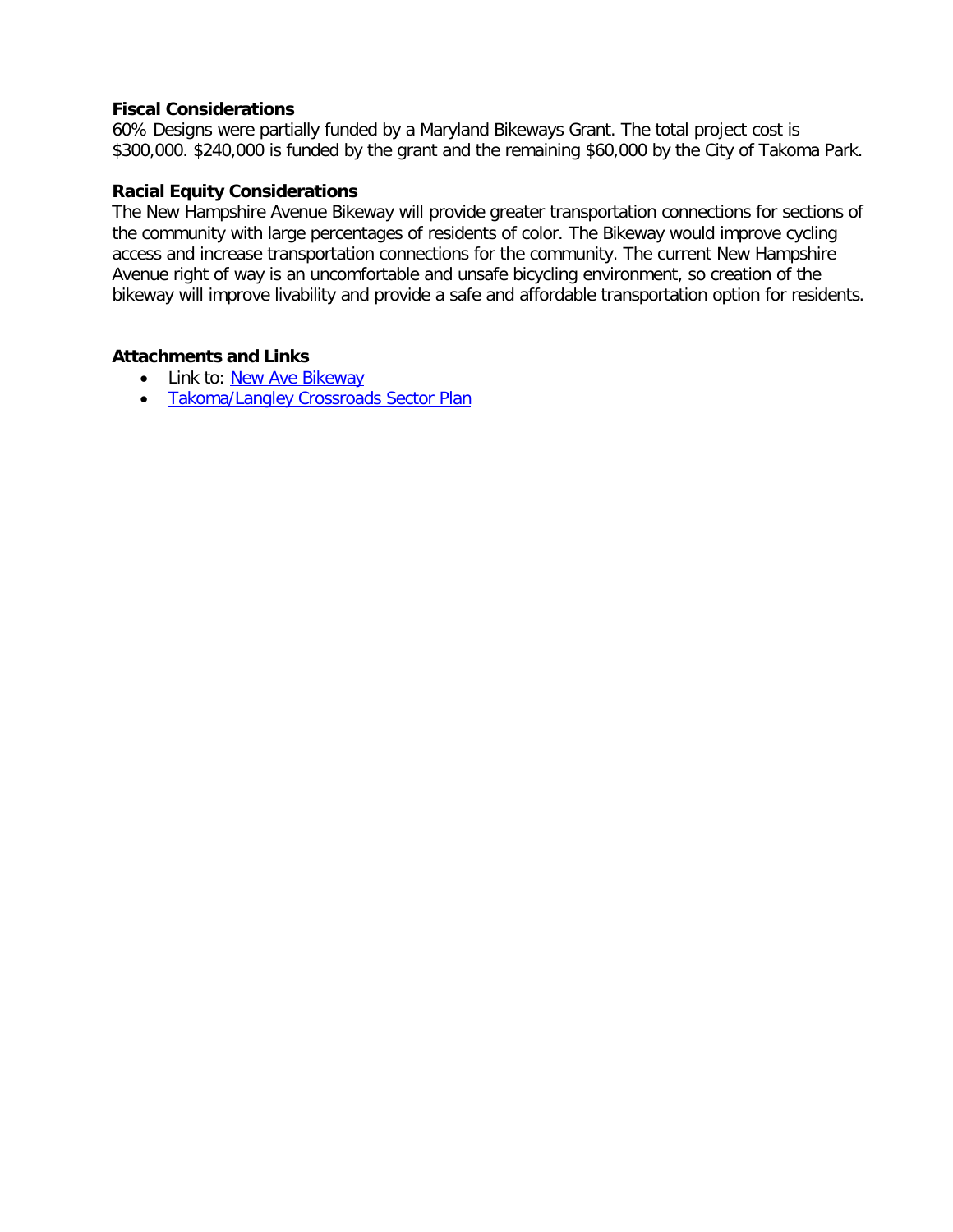**Fiscal Considerations**

60% Designs were partially funded by a Maryland Bikeways Grant. The total project cost is $300,000. $240,000 is funded by the grant and the remaining $60,000 by the City of Takoma Park.

**Racial Equity Considerations**

The New Hampshire Avenue Bikeway will provide greater transportation connections for sections of the community with large percentages of residents of color. The Bikeway would improve cycling access and increase transportation connections for the community. The current New Hampshire Avenue right of way is an uncomfortable and unsafe bicycling environment, so creation of the bikeway will improve livability and provide a safe and affordable transportation option for residents.

**Attachments and Links**

- Link to: New Ave Bikeway
- Takoma/Langley Crossroads Sector Plan